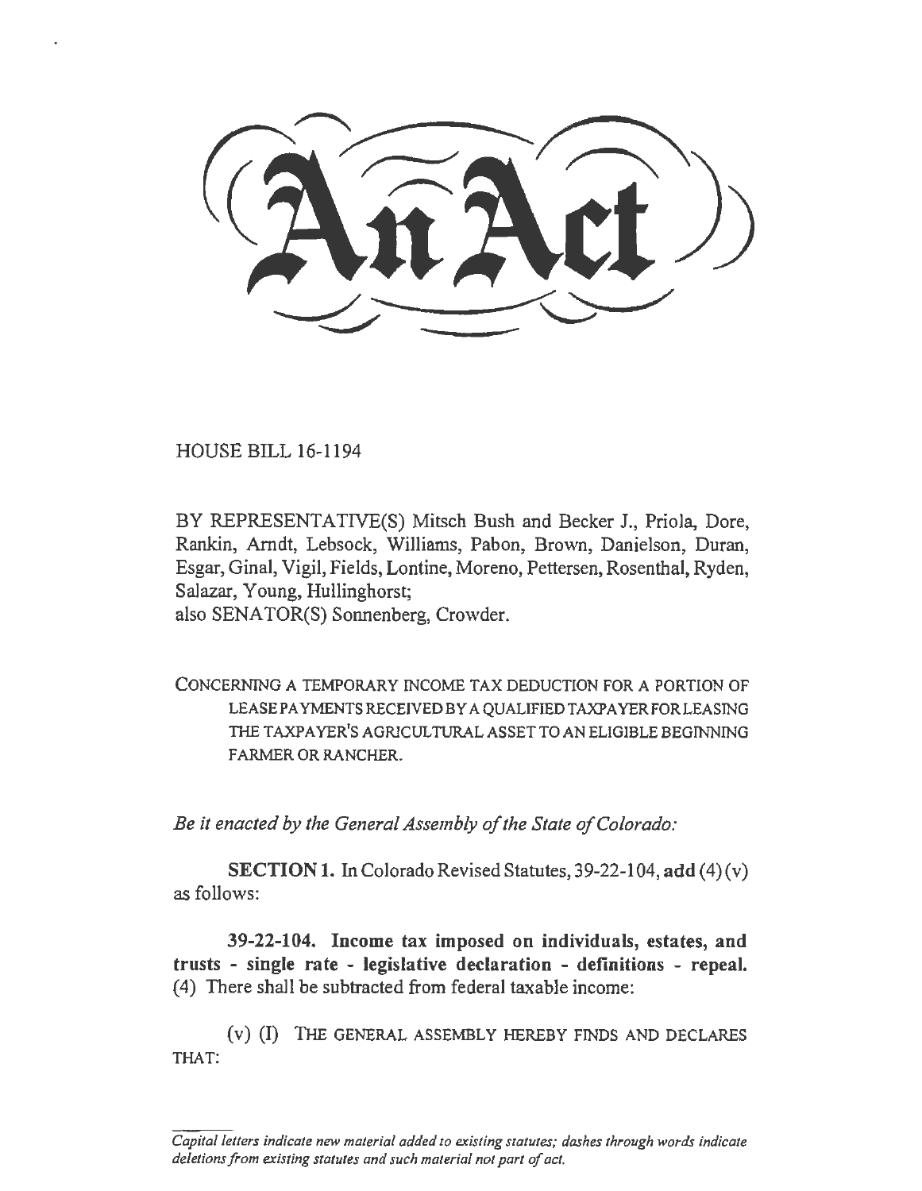# An Act

HOUSE BILL 16-1194

BY REPRESENTATIVE(S) Mitsch Bush and Becker J., Priola, Dore, Rankin, Arndt, Lebsock, Williams, Pabon, Brown, Danielson, Duran, Esgar, Ginal, Vigil, Fields, Lontine, Moreno, Pettersen, Rosenthal, Ryden, Salazar, Young, Hullinghorst;
also SENATOR(S) Sonnenberg, Crowder.

CONCERNING A TEMPORARY INCOME TAX DEDUCTION FOR A PORTION OF LEASE PAYMENTS RECEIVED BY A QUALIFIED TAXPAYER FOR LEASING THE TAXPAYER'S AGRICULTURAL ASSET TO AN ELIGIBLE BEGINNING FARMER OR RANCHER.

*Be it enacted by the General Assembly of the State of Colorado:*

**SECTION 1.** In Colorado Revised Statutes, 39-22-104, **add** (4) (v) as follows:

**39-22-104. Income tax imposed on individuals, estates, and trusts - single rate - legislative declaration - definitions - repeal.** (4) There shall be subtracted from federal taxable income:

(v) (I) THE GENERAL ASSEMBLY HEREBY FINDS AND DECLARES THAT:

*Capital letters indicate new material added to existing statutes; dashes through words indicate deletions from existing statutes and such material not part of act.*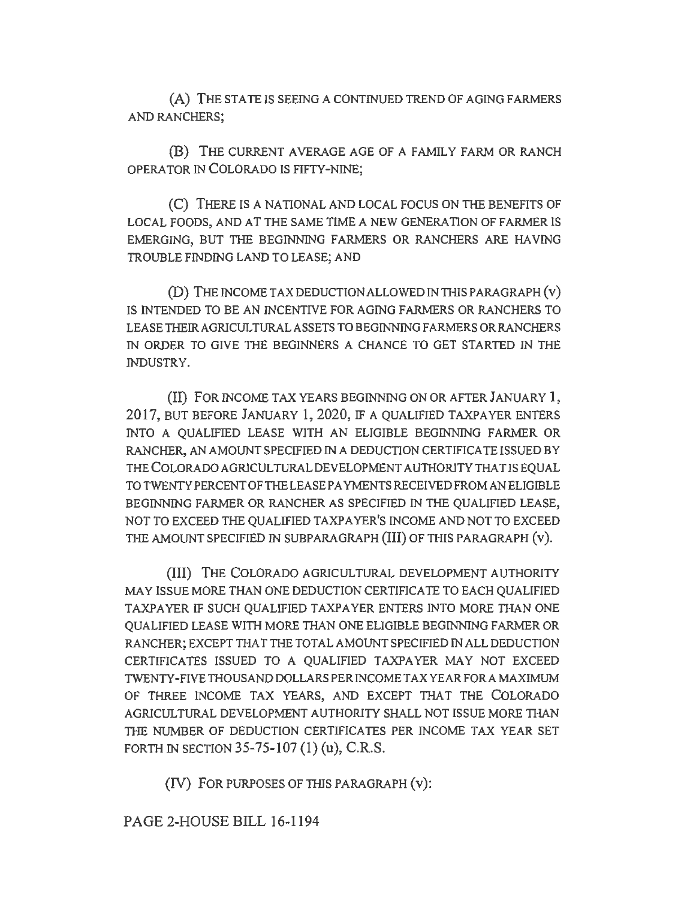(A) THE STATE IS SEEING A CONTINUED TREND OF AGING FARMERS AND RANCHERS;

(B) THE CURRENT AVERAGE AGE OF A FAMILY FARM OR RANCH OPERATOR IN COLORADO IS FIFTY-NINE;

(C) THERE IS A NATIONAL AND LOCAL FOCUS ON THE BENEFITS OF LOCAL FOODS, AND AT THE SAME TIME A NEW GENERATION OF FARMER IS EMERGING, BUT THE BEGINNING FARMERS OR RANCHERS ARE HAVING TROUBLE FINDING LAND TO LEASE; AND

(D) THE INCOME TAX DEDUCTION ALLOWED IN THIS PARAGRAPH (v) IS INTENDED TO BE AN INCENTIVE FOR AGING FARMERS OR RANCHERS TO LEASE THEIR AGRICULTURAL ASSETS TO BEGINNING FARMERS OR RANCHERS IN ORDER TO GIVE THE BEGINNERS A CHANCE TO GET STARTED IN THE INDUSTRY.

(II) FOR INCOME TAX YEARS BEGINNING ON OR AFTER JANUARY 1, 2017, BUT BEFORE JANUARY 1, 2020, IF A QUALIFIED TAXPAYER ENTERS INTO A QUALIFIED LEASE WITH AN ELIGIBLE BEGINNING FARMER OR RANCHER, AN AMOUNT SPECIFIED IN A DEDUCTION CERTIFICATE ISSUED BY THE COLORADO AGRICULTURAL DEVELOPMENT AUTHORITY THAT IS EQUAL TO TWENTY PERCENT OF THE LEASE PAYMENTS RECEIVED FROM AN ELIGIBLE BEGINNING FARMER OR RANCHER AS SPECIFIED IN THE QUALIFIED LEASE, NOT TO EXCEED THE QUALIFIED TAXPAYER'S INCOME AND NOT TO EXCEED THE AMOUNT SPECIFIED IN SUBPARAGRAPH (III) OF THIS PARAGRAPH (v).

(III) THE COLORADO AGRICULTURAL DEVELOPMENT AUTHORITY MAY ISSUE MORE THAN ONE DEDUCTION CERTIFICATE TO EACH QUALIFIED TAXPAYER IF SUCH QUALIFIED TAXPAYER ENTERS INTO MORE THAN ONE QUALIFIED LEASE WITH MORE THAN ONE ELIGIBLE BEGINNING FARMER OR RANCHER; EXCEPT THAT THE TOTAL AMOUNT SPECIFIED IN ALL DEDUCTION CERTIFICATES ISSUED TO A QUALIFIED TAXPAYER MAY NOT EXCEED TWENTY-FIVE THOUSAND DOLLARS PER INCOME TAX YEAR FOR A MAXIMUM OF THREE INCOME TAX YEARS, AND EXCEPT THAT THE COLORADO AGRICULTURAL DEVELOPMENT AUTHORITY SHALL NOT ISSUE MORE THAN THE NUMBER OF DEDUCTION CERTIFICATES PER INCOME TAX YEAR SET FORTH IN SECTION 35-75-107 (1) (u), C.R.S.

(IV) FOR PURPOSES OF THIS PARAGRAPH (v):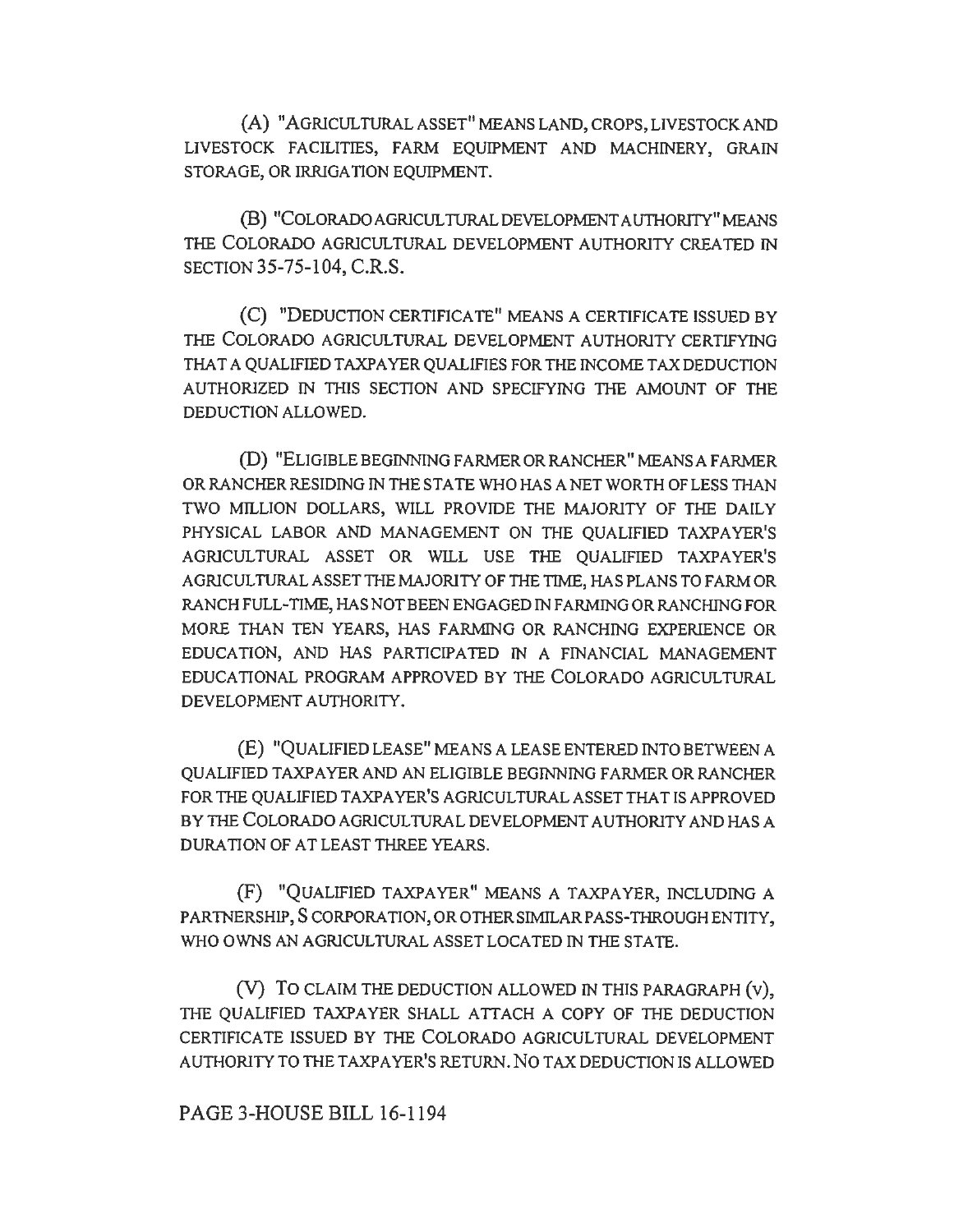(A) "AGRICULTURAL ASSET" MEANS LAND, CROPS, LIVESTOCK AND LIVESTOCK FACILITIES, FARM EQUIPMENT AND MACHINERY, GRAIN STORAGE, OR IRRIGATION EQUIPMENT.

(B) "COLORADO AGRICULTURAL DEVELOPMENT AUTHORITY" MEANS THE COLORADO AGRICULTURAL DEVELOPMENT AUTHORITY CREATED IN SECTION 35-75-104, C.R.S.

(C) "DEDUCTION CERTIFICATE" MEANS A CERTIFICATE ISSUED BY THE COLORADO AGRICULTURAL DEVELOPMENT AUTHORITY CERTIFYING THAT A QUALIFIED TAXPAYER QUALIFIES FOR THE INCOME TAX DEDUCTION AUTHORIZED IN THIS SECTION AND SPECIFYING THE AMOUNT OF THE DEDUCTION ALLOWED.

(D) "ELIGIBLE BEGINNING FARMER OR RANCHER" MEANS A FARMER OR RANCHER RESIDING IN THE STATE WHO HAS A NET WORTH OF LESS THAN TWO MILLION DOLLARS, WILL PROVIDE THE MAJORITY OF THE DAILY PHYSICAL LABOR AND MANAGEMENT ON THE QUALIFIED TAXPAYER'S AGRICULTURAL ASSET OR WILL USE THE QUALIFIED TAXPAYER'S AGRICULTURAL ASSET THE MAJORITY OF THE TIME, HAS PLANS TO FARM OR RANCH FULL-TIME, HAS NOT BEEN ENGAGED IN FARMING OR RANCHING FOR MORE THAN TEN YEARS, HAS FARMING OR RANCHING EXPERIENCE OR EDUCATION, AND HAS PARTICIPATED IN A FINANCIAL MANAGEMENT EDUCATIONAL PROGRAM APPROVED BY THE COLORADO AGRICULTURAL DEVELOPMENT AUTHORITY.

(E) "QUALIFIED LEASE" MEANS A LEASE ENTERED INTO BETWEEN A QUALIFIED TAXPAYER AND AN ELIGIBLE BEGINNING FARMER OR RANCHER FOR THE QUALIFIED TAXPAYER'S AGRICULTURAL ASSET THAT IS APPROVED BY THE COLORADO AGRICULTURAL DEVELOPMENT AUTHORITY AND HAS A DURATION OF AT LEAST THREE YEARS.

(F) "QUALIFIED TAXPAYER" MEANS A TAXPAYER, INCLUDING A PARTNERSHIP, S CORPORATION, OR OTHER SIMILAR PASS-THROUGH ENTITY, WHO OWNS AN AGRICULTURAL ASSET LOCATED IN THE STATE.

(V) TO CLAIM THE DEDUCTION ALLOWED IN THIS PARAGRAPH (v), THE QUALIFIED TAXPAYER SHALL ATTACH A COPY OF THE DEDUCTION CERTIFICATE ISSUED BY THE COLORADO AGRICULTURAL DEVELOPMENT AUTHORITY TO THE TAXPAYER'S RETURN. NO TAX DEDUCTION IS ALLOWED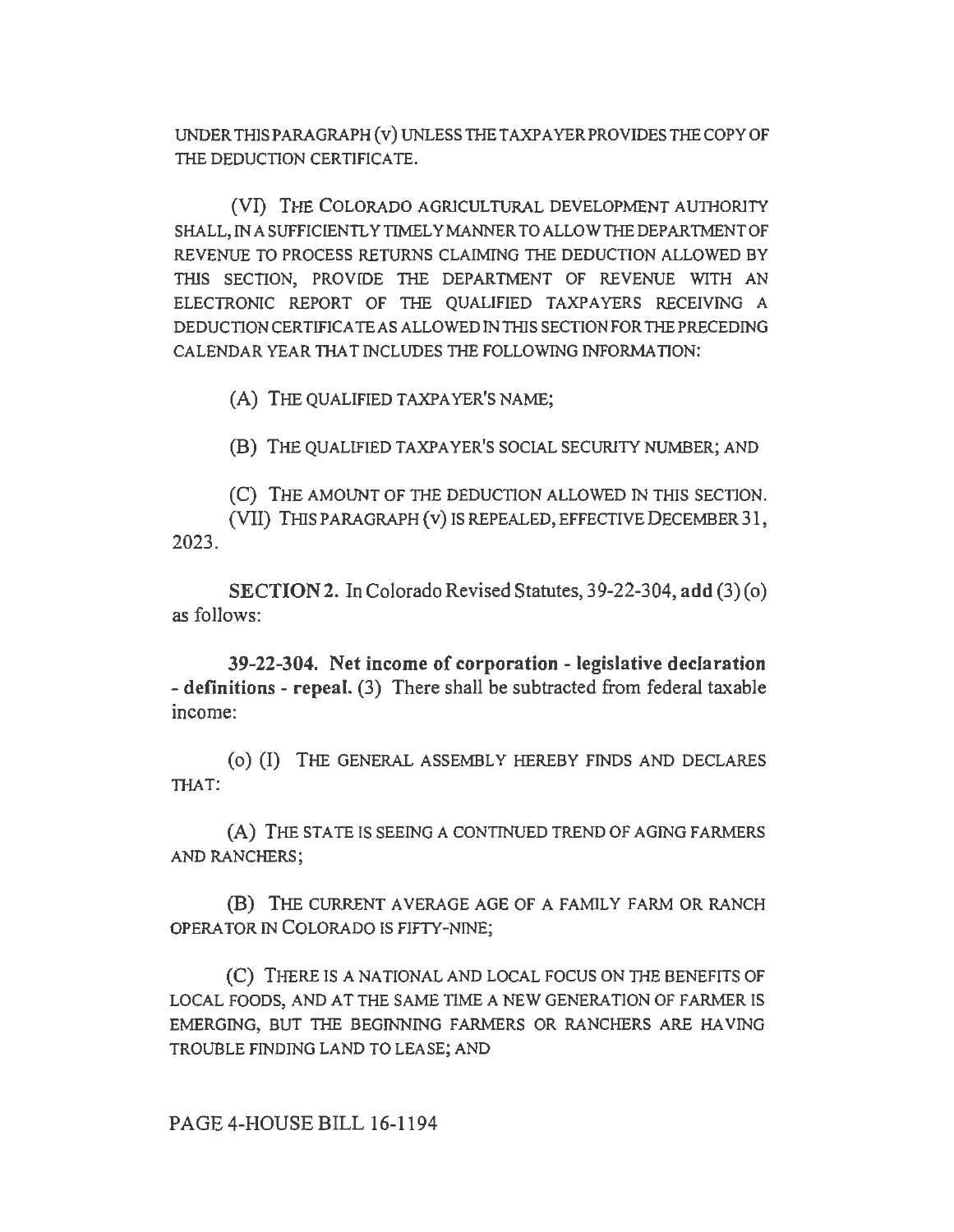UNDER THIS PARAGRAPH (v) UNLESS THE TAXPAYER PROVIDES THE COPY OF THE DEDUCTION CERTIFICATE.

(VI) THE COLORADO AGRICULTURAL DEVELOPMENT AUTHORITY SHALL, IN A SUFFICIENTLY TIMELY MANNER TO ALLOW THE DEPARTMENT OF REVENUE TO PROCESS RETURNS CLAIMING THE DEDUCTION ALLOWED BY THIS SECTION, PROVIDE THE DEPARTMENT OF REVENUE WITH AN ELECTRONIC REPORT OF THE QUALIFIED TAXPAYERS RECEIVING A DEDUCTION CERTIFICATE AS ALLOWED IN THIS SECTION FOR THE PRECEDING CALENDAR YEAR THAT INCLUDES THE FOLLOWING INFORMATION:

(A) THE QUALIFIED TAXPAYER'S NAME;

(B) THE QUALIFIED TAXPAYER'S SOCIAL SECURITY NUMBER; AND

(C) THE AMOUNT OF THE DEDUCTION ALLOWED IN THIS SECTION.

(VII) THIS PARAGRAPH (v) IS REPEALED, EFFECTIVE DECEMBER 31, 2023.

**SECTION 2.** In Colorado Revised Statutes, 39-22-304, **add** (3) (o) as follows:

**39-22-304. Net income of corporation - legislative declaration - definitions - repeal.** (3) There shall be subtracted from federal taxable income:

(o) (I) THE GENERAL ASSEMBLY HEREBY FINDS AND DECLARES THAT:

(A) THE STATE IS SEEING A CONTINUED TREND OF AGING FARMERS AND RANCHERS;

(B) THE CURRENT AVERAGE AGE OF A FAMILY FARM OR RANCH OPERATOR IN COLORADO IS FIFTY-NINE;

(C) THERE IS A NATIONAL AND LOCAL FOCUS ON THE BENEFITS OF LOCAL FOODS, AND AT THE SAME TIME A NEW GENERATION OF FARMER IS EMERGING, BUT THE BEGINNING FARMERS OR RANCHERS ARE HAVING TROUBLE FINDING LAND TO LEASE; AND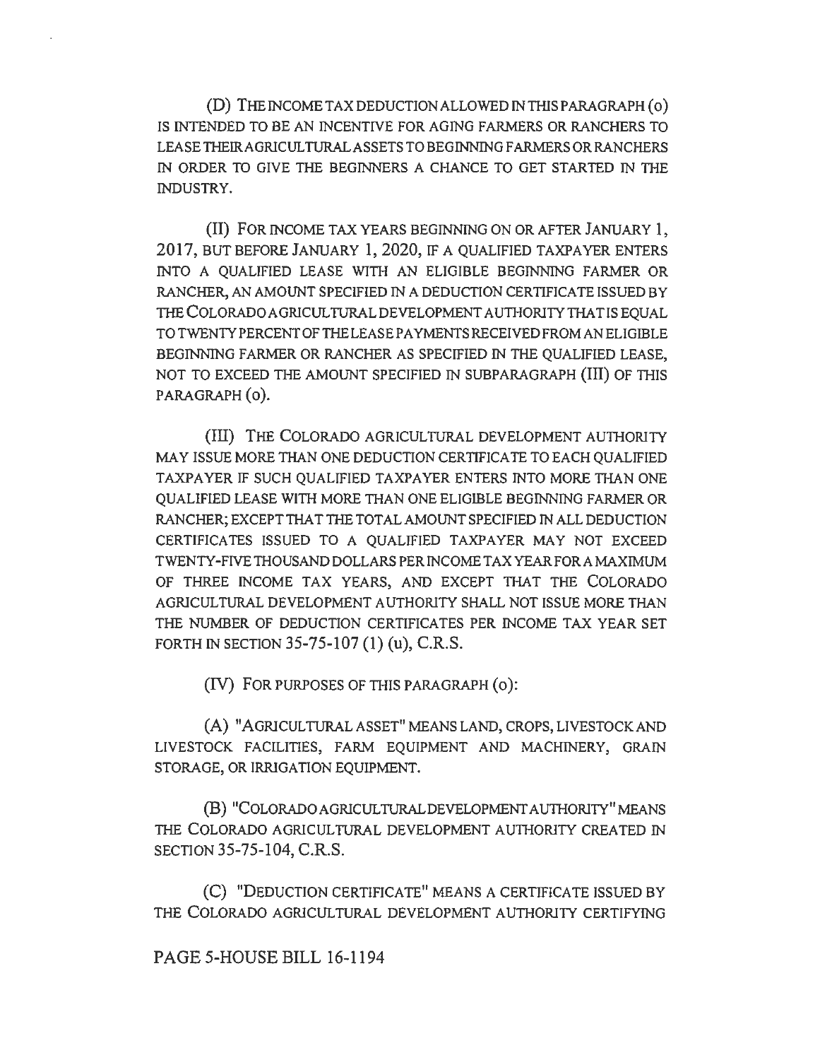(D) THE INCOME TAX DEDUCTION ALLOWED IN THIS PARAGRAPH (o) IS INTENDED TO BE AN INCENTIVE FOR AGING FARMERS OR RANCHERS TO LEASE THEIR AGRICULTURAL ASSETS TO BEGINNING FARMERS OR RANCHERS IN ORDER TO GIVE THE BEGINNERS A CHANCE TO GET STARTED IN THE INDUSTRY.

(II) FOR INCOME TAX YEARS BEGINNING ON OR AFTER JANUARY 1, 2017, BUT BEFORE JANUARY 1, 2020, IF A QUALIFIED TAXPAYER ENTERS INTO A QUALIFIED LEASE WITH AN ELIGIBLE BEGINNING FARMER OR RANCHER, AN AMOUNT SPECIFIED IN A DEDUCTION CERTIFICATE ISSUED BY THE COLORADO AGRICULTURAL DEVELOPMENT AUTHORITY THAT IS EQUAL TO TWENTY PERCENT OF THE LEASE PAYMENTS RECEIVED FROM AN ELIGIBLE BEGINNING FARMER OR RANCHER AS SPECIFIED IN THE QUALIFIED LEASE, NOT TO EXCEED THE AMOUNT SPECIFIED IN SUBPARAGRAPH (III) OF THIS PARAGRAPH (o).

(III) THE COLORADO AGRICULTURAL DEVELOPMENT AUTHORITY MAY ISSUE MORE THAN ONE DEDUCTION CERTIFICATE TO EACH QUALIFIED TAXPAYER IF SUCH QUALIFIED TAXPAYER ENTERS INTO MORE THAN ONE QUALIFIED LEASE WITH MORE THAN ONE ELIGIBLE BEGINNING FARMER OR RANCHER; EXCEPT THAT THE TOTAL AMOUNT SPECIFIED IN ALL DEDUCTION CERTIFICATES ISSUED TO A QUALIFIED TAXPAYER MAY NOT EXCEED TWENTY-FIVE THOUSAND DOLLARS PER INCOME TAX YEAR FOR A MAXIMUM OF THREE INCOME TAX YEARS, AND EXCEPT THAT THE COLORADO AGRICULTURAL DEVELOPMENT AUTHORITY SHALL NOT ISSUE MORE THAN THE NUMBER OF DEDUCTION CERTIFICATES PER INCOME TAX YEAR SET FORTH IN SECTION 35-75-107 (1) (u), C.R.S.

(IV) FOR PURPOSES OF THIS PARAGRAPH (o):

(A) "AGRICULTURAL ASSET" MEANS LAND, CROPS, LIVESTOCK AND LIVESTOCK FACILITIES, FARM EQUIPMENT AND MACHINERY, GRAIN STORAGE, OR IRRIGATION EQUIPMENT.

(B) "COLORADO AGRICULTURAL DEVELOPMENT AUTHORITY" MEANS THE COLORADO AGRICULTURAL DEVELOPMENT AUTHORITY CREATED IN SECTION 35-75-104, C.R.S.

(C) "DEDUCTION CERTIFICATE" MEANS A CERTIFICATE ISSUED BY THE COLORADO AGRICULTURAL DEVELOPMENT AUTHORITY CERTIFYING

PAGE 5-HOUSE BILL 16-1194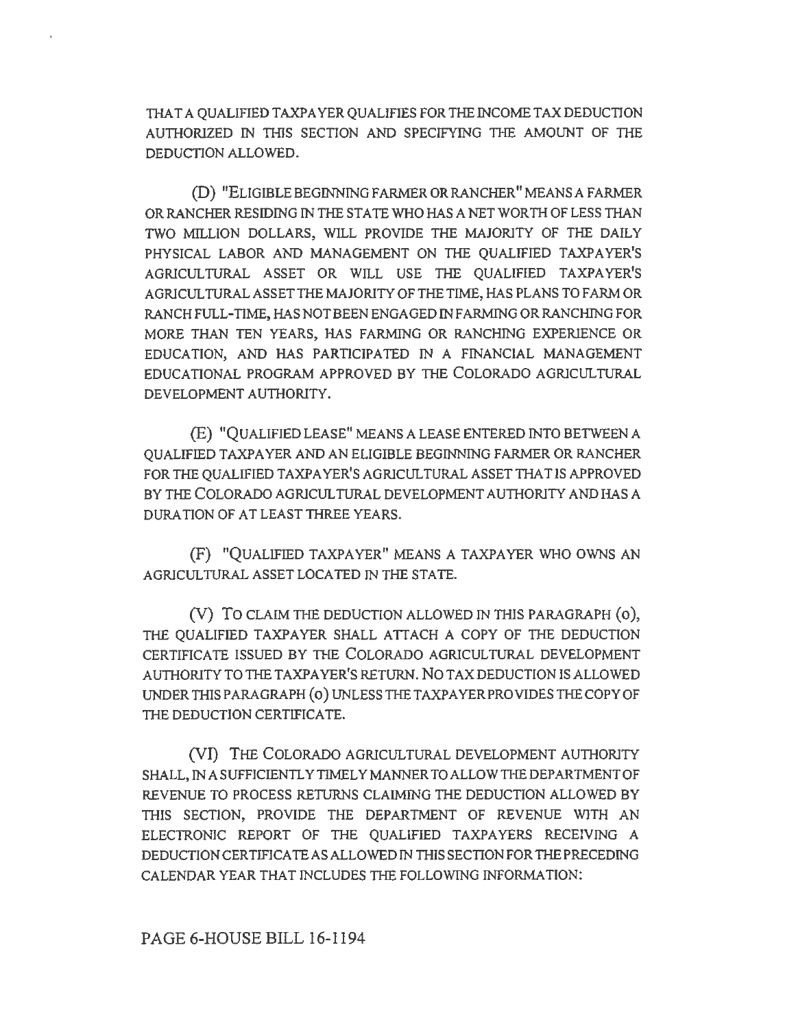THAT A QUALIFIED TAXPAYER QUALIFIES FOR THE INCOME TAX DEDUCTION AUTHORIZED IN THIS SECTION AND SPECIFYING THE AMOUNT OF THE DEDUCTION ALLOWED.

(D) "ELIGIBLE BEGINNING FARMER OR RANCHER" MEANS A FARMER OR RANCHER RESIDING IN THE STATE WHO HAS A NET WORTH OF LESS THAN TWO MILLION DOLLARS, WILL PROVIDE THE MAJORITY OF THE DAILY PHYSICAL LABOR AND MANAGEMENT ON THE QUALIFIED TAXPAYER'S AGRICULTURAL ASSET OR WILL USE THE QUALIFIED TAXPAYER'S AGRICULTURAL ASSET THE MAJORITY OF THE TIME, HAS PLANS TO FARM OR RANCH FULL-TIME, HAS NOT BEEN ENGAGED IN FARMING OR RANCHING FOR MORE THAN TEN YEARS, HAS FARMING OR RANCHING EXPERIENCE OR EDUCATION, AND HAS PARTICIPATED IN A FINANCIAL MANAGEMENT EDUCATIONAL PROGRAM APPROVED BY THE COLORADO AGRICULTURAL DEVELOPMENT AUTHORITY.

(E) "QUALIFIED LEASE" MEANS A LEASE ENTERED INTO BETWEEN A QUALIFIED TAXPAYER AND AN ELIGIBLE BEGINNING FARMER OR RANCHER FOR THE QUALIFIED TAXPAYER'S AGRICULTURAL ASSET THAT IS APPROVED BY THE COLORADO AGRICULTURAL DEVELOPMENT AUTHORITY AND HAS A DURATION OF AT LEAST THREE YEARS.

(F) "QUALIFIED TAXPAYER" MEANS A TAXPAYER WHO OWNS AN AGRICULTURAL ASSET LOCATED IN THE STATE.

(V) TO CLAIM THE DEDUCTION ALLOWED IN THIS PARAGRAPH (o), THE QUALIFIED TAXPAYER SHALL ATTACH A COPY OF THE DEDUCTION CERTIFICATE ISSUED BY THE COLORADO AGRICULTURAL DEVELOPMENT AUTHORITY TO THE TAXPAYER'S RETURN. NO TAX DEDUCTION IS ALLOWED UNDER THIS PARAGRAPH (o) UNLESS THE TAXPAYER PROVIDES THE COPY OF THE DEDUCTION CERTIFICATE.

(VI) THE COLORADO AGRICULTURAL DEVELOPMENT AUTHORITY SHALL, IN A SUFFICIENTLY TIMELY MANNER TO ALLOW THE DEPARTMENT OF REVENUE TO PROCESS RETURNS CLAIMING THE DEDUCTION ALLOWED BY THIS SECTION, PROVIDE THE DEPARTMENT OF REVENUE WITH AN ELECTRONIC REPORT OF THE QUALIFIED TAXPAYERS RECEIVING A DEDUCTION CERTIFICATE AS ALLOWED IN THIS SECTION FOR THE PRECEDING CALENDAR YEAR THAT INCLUDES THE FOLLOWING INFORMATION: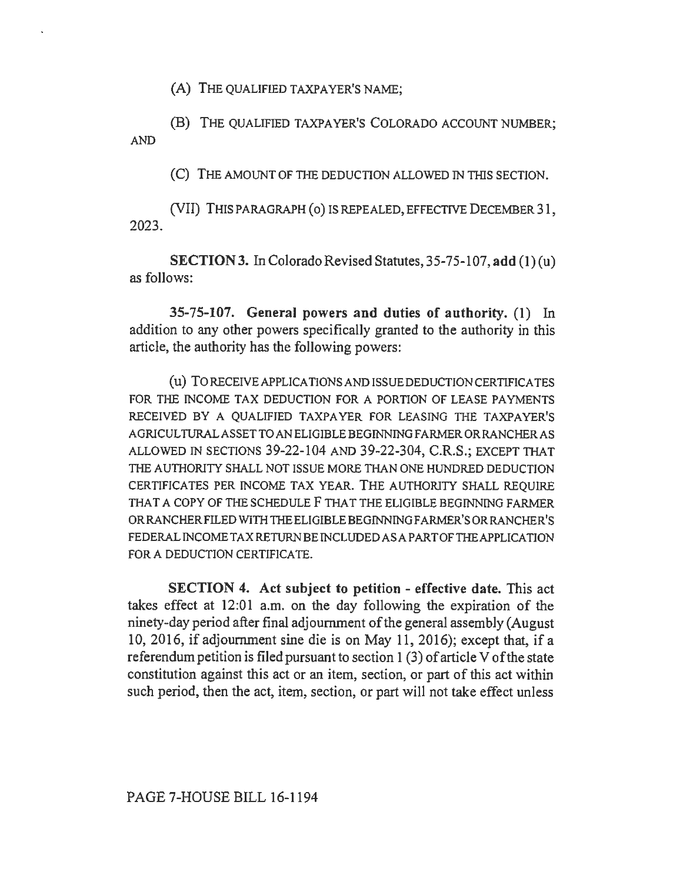(A) THE QUALIFIED TAXPAYER'S NAME;

(B) THE QUALIFIED TAXPAYER'S COLORADO ACCOUNT NUMBER; AND

(C) THE AMOUNT OF THE DEDUCTION ALLOWED IN THIS SECTION.

(VII) THIS PARAGRAPH (o) IS REPEALED, EFFECTIVE DECEMBER 31, 2023.

**SECTION 3.** In Colorado Revised Statutes, 35-75-107, **add** (1) (u) as follows:

**35-75-107. General powers and duties of authority.** (1) In addition to any other powers specifically granted to the authority in this article, the authority has the following powers:

(u) TO RECEIVE APPLICATIONS AND ISSUE DEDUCTION CERTIFICATES FOR THE INCOME TAX DEDUCTION FOR A PORTION OF LEASE PAYMENTS RECEIVED BY A QUALIFIED TAXPAYER FOR LEASING THE TAXPAYER'S AGRICULTURAL ASSET TO AN ELIGIBLE BEGINNING FARMER OR RANCHER AS ALLOWED IN SECTIONS 39-22-104 AND 39-22-304, C.R.S.; EXCEPT THAT THE AUTHORITY SHALL NOT ISSUE MORE THAN ONE HUNDRED DEDUCTION CERTIFICATES PER INCOME TAX YEAR. THE AUTHORITY SHALL REQUIRE THAT A COPY OF THE SCHEDULE F THAT THE ELIGIBLE BEGINNING FARMER OR RANCHER FILED WITH THE ELIGIBLE BEGINNING FARMER'S OR RANCHER'S FEDERAL INCOME TAX RETURN BE INCLUDED AS A PART OF THE APPLICATION FOR A DEDUCTION CERTIFICATE.

**SECTION 4. Act subject to petition - effective date.** This act takes effect at 12:01 a.m. on the day following the expiration of the ninety-day period after final adjournment of the general assembly (August 10, 2016, if adjournment sine die is on May 11, 2016); except that, if a referendum petition is filed pursuant to section 1 (3) of article V of the state constitution against this act or an item, section, or part of this act within such period, then the act, item, section, or part will not take effect unless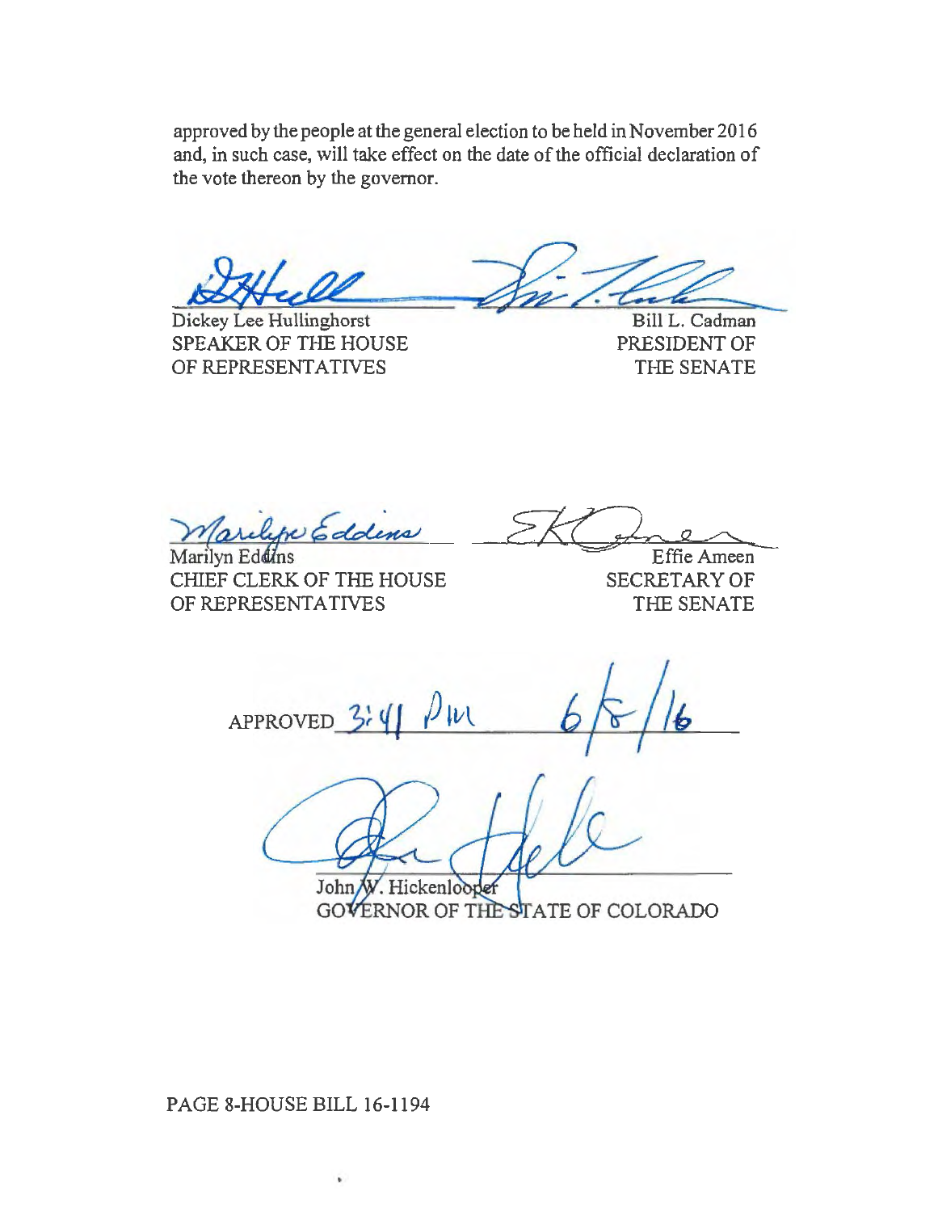approved by the people at the general election to be held in November 2016 and, in such case, will take effect on the date of the official declaration of the vote thereon by the governor.

Dickey Lee Hullinghorst
SPEAKER OF THE HOUSE
OF REPRESENTATIVES

Bill L. Cadman
PRESIDENT OF
THE SENATE

Marilyn Eddins
CHIEF CLERK OF THE HOUSE
OF REPRESENTATIVES

Effie Ameen
SECRETARY OF
THE SENATE

APPROVED 3:41 PM 6/8/16

John W. Hickenlooper
GOVERNOR OF THE STATE OF COLORADO

PAGE 8-HOUSE BILL 16-1194